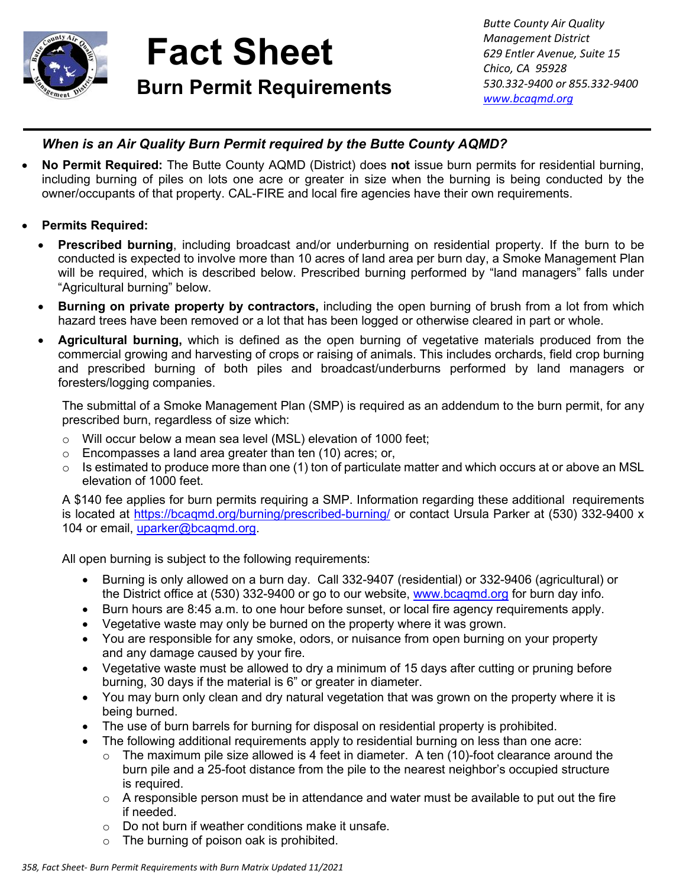# Fact Sheet

## Burn Permit Requirements

*Butte County Air Quality Management District*
*629 Entler Avenue, Suite 15*
*Chico, CA 95928*
*530.332-9400 or 855.332-9400*
*www.bcaqmd.org*

---

### *When is an Air Quality Burn Permit required by the Butte County AQMD?*

- **No Permit Required:** The Butte County AQMD (District) does **not** issue burn permits for residential burning, including burning of piles on lots one acre or greater in size when the burning is being conducted by the owner/occupants of that property. CAL-FIRE and local fire agencies have their own requirements.

- **Permits Required:**
  - **Prescribed burning**, including broadcast and/or underburning on residential property. If the burn to be conducted is expected to involve more than 10 acres of land area per burn day, a Smoke Management Plan will be required, which is described below. Prescribed burning performed by "land managers" falls under "Agricultural burning" below.
  - **Burning on private property by contractors,** including the open burning of brush from a lot from which hazard trees have been removed or a lot that has been logged or otherwise cleared in part or whole.
  - **Agricultural burning,** which is defined as the open burning of vegetative materials produced from the commercial growing and harvesting of crops or raising of animals. This includes orchards, field crop burning and prescribed burning of both piles and broadcast/underburns performed by land managers or foresters/logging companies.

  The submittal of a Smoke Management Plan (SMP) is required as an addendum to the burn permit, for any prescribed burn, regardless of size which:

  - Will occur below a mean sea level (MSL) elevation of 1000 feet;
  - Encompasses a land area greater than ten (10) acres; or,
  - Is estimated to produce more than one (1) ton of particulate matter and which occurs at or above an MSL elevation of 1000 feet.

  A $140 fee applies for burn permits requiring a SMP. Information regarding these additional requirements is located at https://bcaqmd.org/burning/prescribed-burning/ or contact Ursula Parker at (530) 332-9400 x 104 or email, uparker@bcaqmd.org.

  All open burning is subject to the following requirements:

  - Burning is only allowed on a burn day. Call 332-9407 (residential) or 332-9406 (agricultural) or the District office at (530) 332-9400 or go to our website, www.bcaqmd.org for burn day info.
  - Burn hours are 8:45 a.m. to one hour before sunset, or local fire agency requirements apply.
  - Vegetative waste may only be burned on the property where it was grown.
  - You are responsible for any smoke, odors, or nuisance from open burning on your property and any damage caused by your fire.
  - Vegetative waste must be allowed to dry a minimum of 15 days after cutting or pruning before burning, 30 days if the material is 6" or greater in diameter.
  - You may burn only clean and dry natural vegetation that was grown on the property where it is being burned.
  - The use of burn barrels for burning for disposal on residential property is prohibited.
  - The following additional requirements apply to residential burning on less than one acre:
    - The maximum pile size allowed is 4 feet in diameter. A ten (10)-foot clearance around the burn pile and a 25-foot distance from the pile to the nearest neighbor's occupied structure is required.
    - A responsible person must be in attendance and water must be available to put out the fire if needed.
    - Do not burn if weather conditions make it unsafe.
    - The burning of poison oak is prohibited.

*358, Fact Sheet- Burn Permit Requirements with Burn Matrix Updated 11/2021*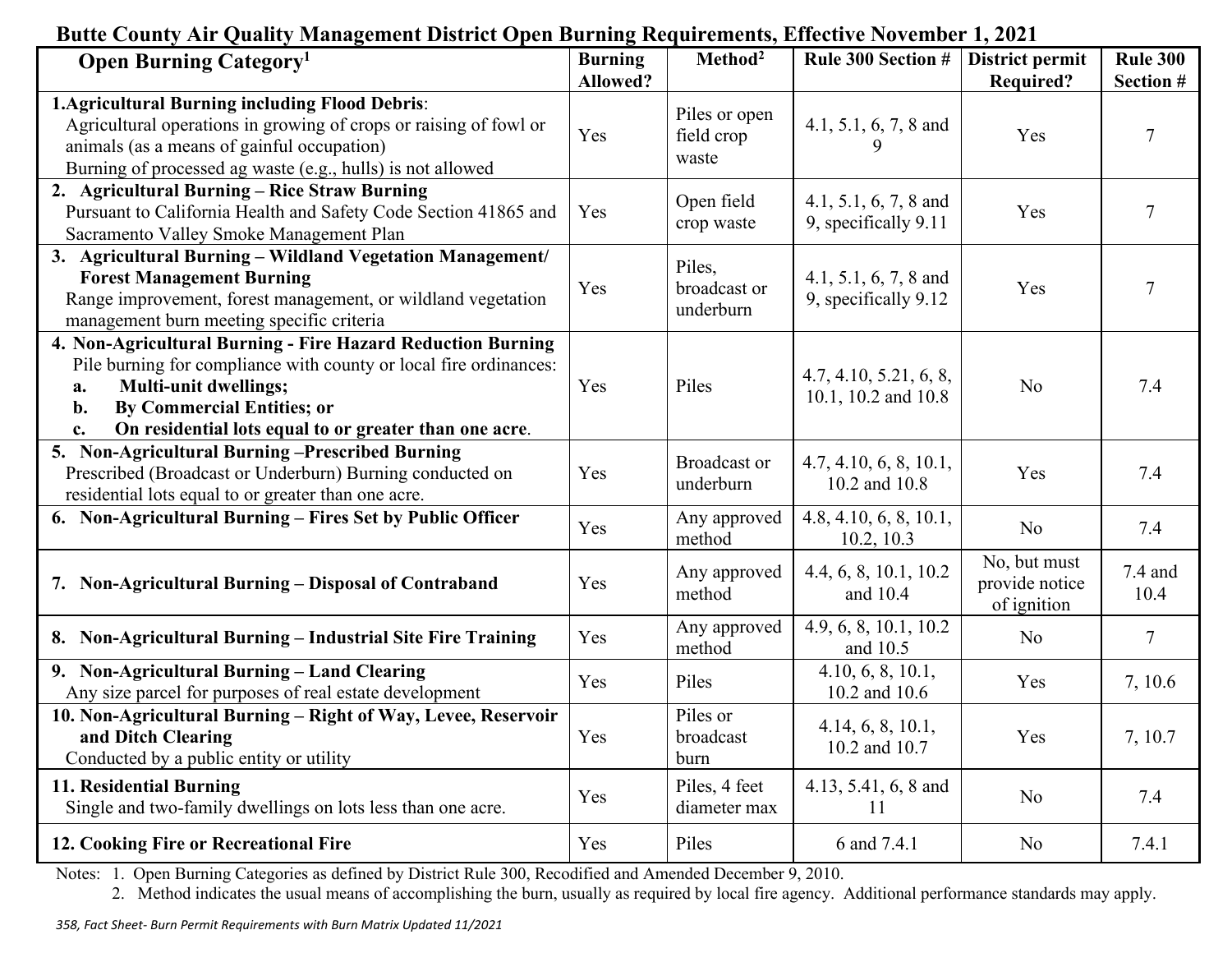# Butte County Air Quality Management District Open Burning Requirements, Effective November 1, 2021

| Open Burning Category[1] | Burning Allowed? | Method[2] | Rule 300 Section # | District permit Required? | Rule 300 Section # |
|---|---|---|---|---|---|
| **1. Agricultural Burning including Flood Debris**: Agricultural operations in growing of crops or raising of fowl or animals (as a means of gainful occupation) Burning of processed ag waste (e.g., hulls) is not allowed | Yes | Piles or open field crop waste | 4.1, 5.1, 6, 7, 8 and 9 | Yes | 7 |
| **2. Agricultural Burning – Rice Straw Burning** Pursuant to California Health and Safety Code Section 41865 and Sacramento Valley Smoke Management Plan | Yes | Open field crop waste | 4.1, 5.1, 6, 7, 8 and 9, specifically 9.11 | Yes | 7 |
| **3. Agricultural Burning – Wildland Vegetation Management/ Forest Management Burning** Range improvement, forest management, or wildland vegetation management burn meeting specific criteria | Yes | Piles, broadcast or underburn | 4.1, 5.1, 6, 7, 8 and 9, specifically 9.12 | Yes | 7 |
| **4. Non-Agricultural Burning - Fire Hazard Reduction Burning** Pile burning for compliance with county or local fire ordinances: **a. Multi-unit dwellings; b. By Commercial Entities; or c. On residential lots equal to or greater than one acre**. | Yes | Piles | 4.7, 4.10, 5.21, 6, 8, 10.1, 10.2 and 10.8 | No | 7.4 |
| **5. Non-Agricultural Burning –Prescribed Burning** Prescribed (Broadcast or Underburn) Burning conducted on residential lots equal to or greater than one acre. | Yes | Broadcast or underburn | 4.7, 4.10, 6, 8, 10.1, 10.2 and 10.8 | Yes | 7.4 |
| **6. Non-Agricultural Burning – Fires Set by Public Officer** | Yes | Any approved method | 4.8, 4.10, 6, 8, 10.1, 10.2, 10.3 | No | 7.4 |
| **7. Non-Agricultural Burning – Disposal of Contraband** | Yes | Any approved method | 4.4, 6, 8, 10.1, 10.2 and 10.4 | No, but must provide notice of ignition | 7.4 and 10.4 |
| **8. Non-Agricultural Burning – Industrial Site Fire Training** | Yes | Any approved method | 4.9, 6, 8, 10.1, 10.2 and 10.5 | No | 7 |
| **9. Non-Agricultural Burning – Land Clearing** Any size parcel for purposes of real estate development | Yes | Piles | 4.10, 6, 8, 10.1, 10.2 and 10.6 | Yes | 7, 10.6 |
| **10. Non-Agricultural Burning – Right of Way, Levee, Reservoir and Ditch Clearing** Conducted by a public entity or utility | Yes | Piles or broadcast burn | 4.14, 6, 8, 10.1, 10.2 and 10.7 | Yes | 7, 10.7 |
| **11. Residential Burning** Single and two-family dwellings on lots less than one acre. | Yes | Piles, 4 feet diameter max | 4.13, 5.41, 6, 8 and 11 | No | 7.4 |
| **12. Cooking Fire or Recreational Fire** | Yes | Piles | 6 and 7.4.1 | No | 7.4.1 |

Notes: 1. Open Burning Categories as defined by District Rule 300, Recodified and Amended December 9, 2010.
2. Method indicates the usual means of accomplishing the burn, usually as required by local fire agency. Additional performance standards may apply.

*358, Fact Sheet- Burn Permit Requirements with Burn Matrix Updated 11/2021*